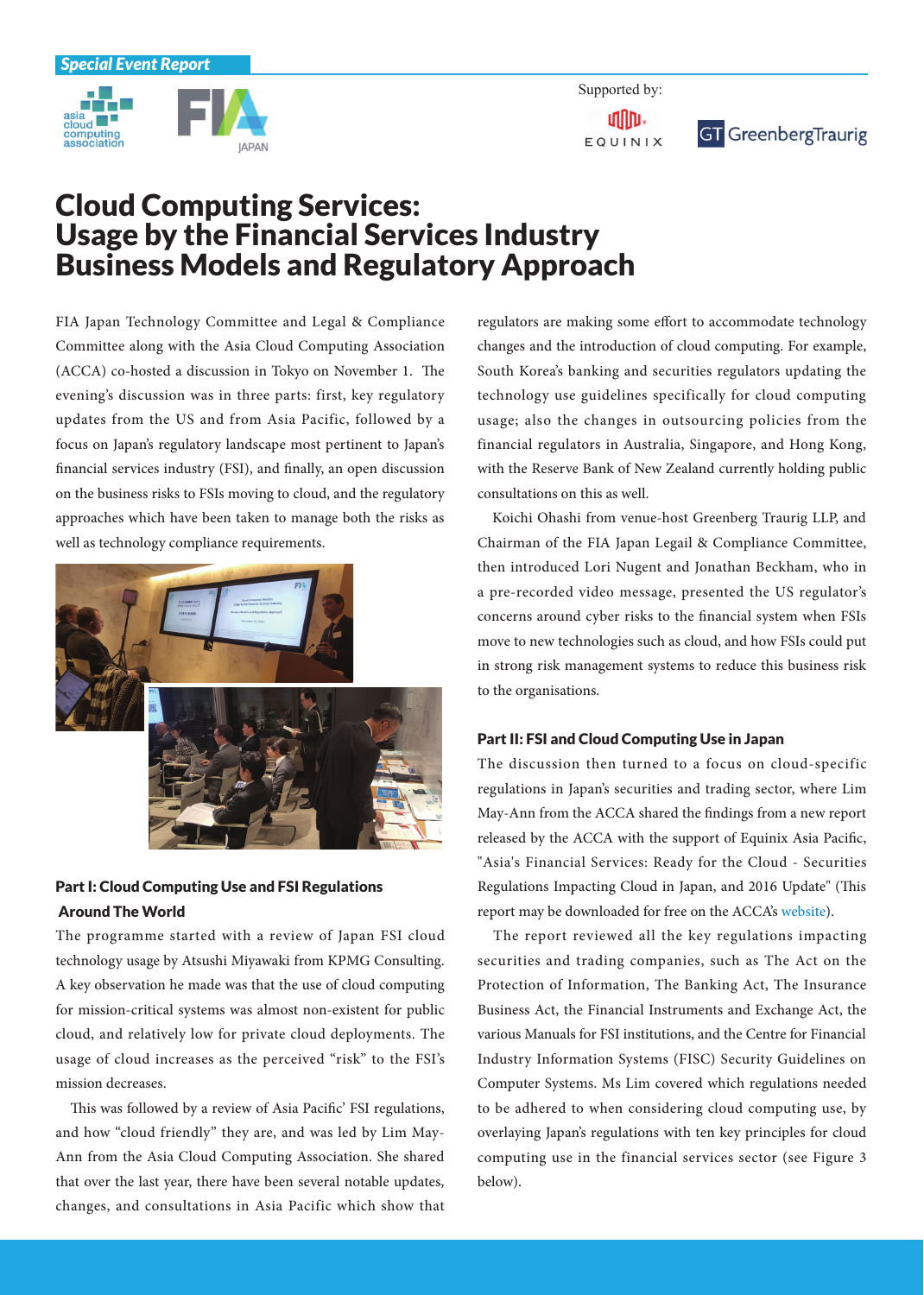*Special Event Report*

Supported by:

# Cloud Computing Services: Usage by the Financial Services Industry Business Models and Regulatory Approach

FIA Japan Technology Committee and Legal & Compliance Committee along with the Asia Cloud Computing Association (ACCA) co-hosted a discussion in Tokyo on November 1. The evening's discussion was in three parts: first, key regulatory updates from the US and from Asia Pacific, followed by a focus on Japan's regulatory landscape most pertinent to Japan's financial services industry (FSI), and finally, an open discussion on the business risks to FSIs moving to cloud, and the regulatory approaches which have been taken to manage both the risks as well as technology compliance requirements.

## Part I: Cloud Computing Use and FSI Regulations Around The World

The programme started with a review of Japan FSI cloud technology usage by Atsushi Miyawaki from KPMG Consulting. A key observation he made was that the use of cloud computing for mission-critical systems was almost non-existent for public cloud, and relatively low for private cloud deployments. The usage of cloud increases as the perceived "risk" to the FSI's mission decreases.

This was followed by a review of Asia Pacific' FSI regulations, and how "cloud friendly" they are, and was led by Lim May-Ann from the Asia Cloud Computing Association. She shared that over the last year, there have been several notable updates, changes, and consultations in Asia Pacific which show that regulators are making some effort to accommodate technology changes and the introduction of cloud computing. For example, South Korea's banking and securities regulators updating the technology use guidelines specifically for cloud computing usage; also the changes in outsourcing policies from the financial regulators in Australia, Singapore, and Hong Kong, with the Reserve Bank of New Zealand currently holding public consultations on this as well.

Koichi Ohashi from venue-host Greenberg Traurig LLP, and Chairman of the FIA Japan Legail & Compliance Committee, then introduced Lori Nugent and Jonathan Beckham, who in a pre-recorded video message, presented the US regulator's concerns around cyber risks to the financial system when FSIs move to new technologies such as cloud, and how FSIs could put in strong risk management systems to reduce this business risk to the organisations.

## Part II: FSI and Cloud Computing Use in Japan

The discussion then turned to a focus on cloud-specific regulations in Japan's securities and trading sector, where Lim May-Ann from the ACCA shared the findings from a new report released by the ACCA with the support of Equinix Asia Pacific, "Asia's Financial Services: Ready for the Cloud - Securities Regulations Impacting Cloud in Japan, and 2016 Update" (This report may be downloaded for free on the ACCA's website).

The report reviewed all the key regulations impacting securities and trading companies, such as The Act on the Protection of Information, The Banking Act, The Insurance Business Act, the Financial Instruments and Exchange Act, the various Manuals for FSI institutions, and the Centre for Financial Industry Information Systems (FISC) Security Guidelines on Computer Systems. Ms Lim covered which regulations needed to be adhered to when considering cloud computing use, by overlaying Japan's regulations with ten key principles for cloud computing use in the financial services sector (see Figure 3 below).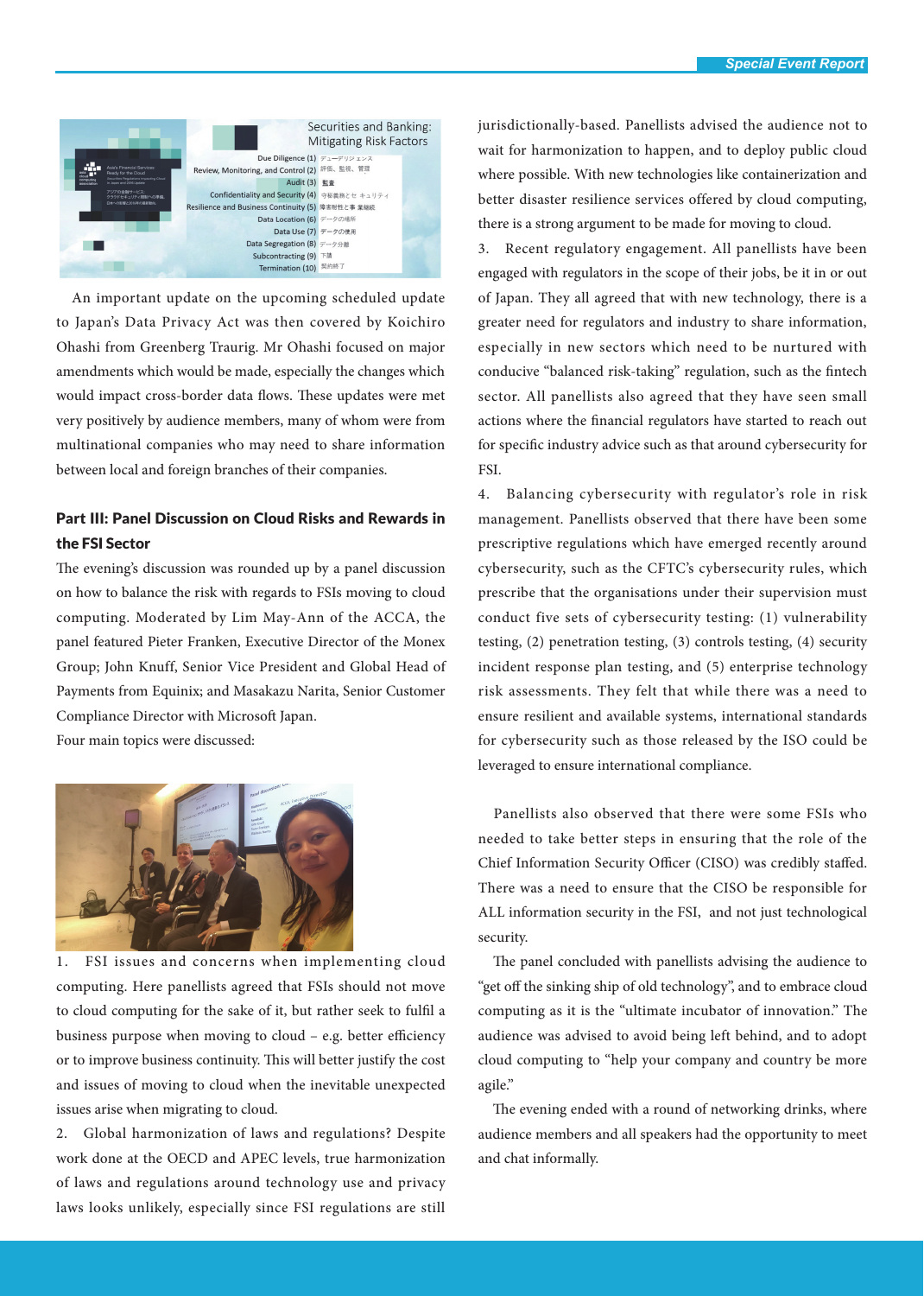An important update on the upcoming scheduled update to Japan's Data Privacy Act was then covered by Koichiro Ohashi from Greenberg Traurig. Mr Ohashi focused on major amendments which would be made, especially the changes which would impact cross-border data flows. These updates were met very positively by audience members, many of whom were from multinational companies who may need to share information between local and foreign branches of their companies.

### Part III: Panel Discussion on Cloud Risks and Rewards in the FSI Sector

The evening's discussion was rounded up by a panel discussion on how to balance the risk with regards to FSIs moving to cloud computing. Moderated by Lim May-Ann of the ACCA, the panel featured Pieter Franken, Executive Director of the Monex Group; John Knuff, Senior Vice President and Global Head of Payments from Equinix; and Masakazu Narita, Senior Customer Compliance Director with Microsoft Japan.

Four main topics were discussed:

1. FSI issues and concerns when implementing cloud computing. Here panellists agreed that FSIs should not move to cloud computing for the sake of it, but rather seek to fulfil a business purpose when moving to cloud – e.g. better efficiency or to improve business continuity. This will better justify the cost and issues of moving to cloud when the inevitable unexpected issues arise when migrating to cloud.
2. Global harmonization of laws and regulations? Despite work done at the OECD and APEC levels, true harmonization of laws and regulations around technology use and privacy laws looks unlikely, especially since FSI regulations are still jurisdictionally-based. Panellists advised the audience not to wait for harmonization to happen, and to deploy public cloud where possible. With new technologies like containerization and better disaster resilience services offered by cloud computing, there is a strong argument to be made for moving to cloud.
3. Recent regulatory engagement. All panellists have been engaged with regulators in the scope of their jobs, be it in or out of Japan. They all agreed that with new technology, there is a greater need for regulators and industry to share information, especially in new sectors which need to be nurtured with conducive "balanced risk-taking" regulation, such as the fintech sector. All panellists also agreed that they have seen small actions where the financial regulators have started to reach out for specific industry advice such as that around cybersecurity for FSI.
4. Balancing cybersecurity with regulator's role in risk management. Panellists observed that there have been some prescriptive regulations which have emerged recently around cybersecurity, such as the CFTC's cybersecurity rules, which prescribe that the organisations under their supervision must conduct five sets of cybersecurity testing: (1) vulnerability testing, (2) penetration testing, (3) controls testing, (4) security incident response plan testing, and (5) enterprise technology risk assessments. They felt that while there was a need to ensure resilient and available systems, international standards for cybersecurity such as those released by the ISO could be leveraged to ensure international compliance.

Panellists also observed that there were some FSIs who needed to take better steps in ensuring that the role of the Chief Information Security Officer (CISO) was credibly staffed. There was a need to ensure that the CISO be responsible for ALL information security in the FSI, and not just technological security.

The panel concluded with panellists advising the audience to "get off the sinking ship of old technology", and to embrace cloud computing as it is the "ultimate incubator of innovation." The audience was advised to avoid being left behind, and to adopt cloud computing to "help your company and country be more agile."

The evening ended with a round of networking drinks, where audience members and all speakers had the opportunity to meet and chat informally.